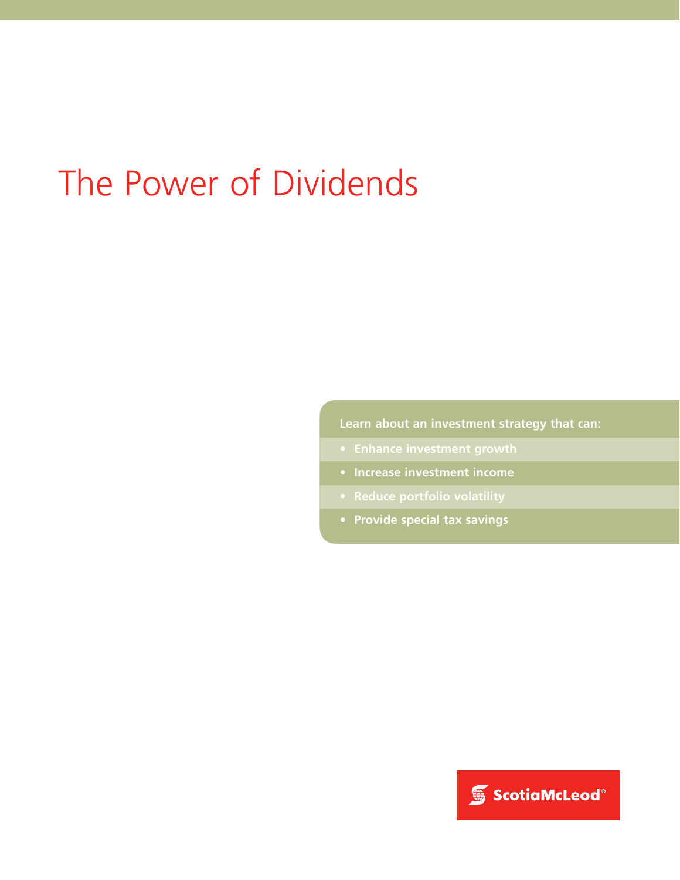# The Power of Dividends

**Learn about an investment strategy that can:**

- **Enhance investment growth**
- **Increase investment income**
- **Reduce portfolio volatility**
- **Provide special tax savings**

ScotiaMcLeod®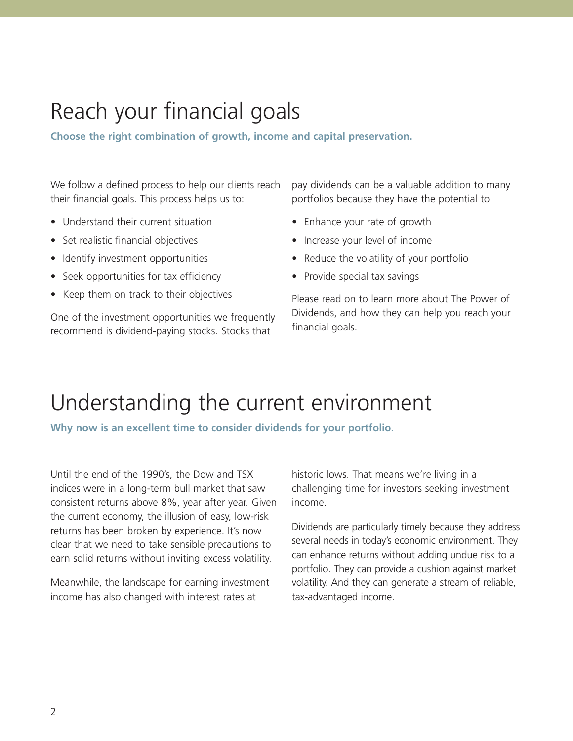# Reach your financial goals

**Choose the right combination of growth, income and capital preservation.**

We follow a defined process to help our clients reach their financial goals. This process helps us to:

- Understand their current situation
- Set realistic financial objectives
- Identify investment opportunities
- Seek opportunities for tax efficiency
- Keep them on track to their objectives

One of the investment opportunities we frequently recommend is dividend-paying stocks. Stocks that pay dividends can be a valuable addition to many portfolios because they have the potential to:

- Enhance your rate of growth
- Increase your level of income
- Reduce the volatility of your portfolio
- Provide special tax savings

Please read on to learn more about The Power of Dividends, and how they can help you reach your financial goals.

# Understanding the current environment

**Why now is an excellent time to consider dividends for your portfolio.**

Until the end of the 1990's, the Dow and TSX indices were in a long-term bull market that saw consistent returns above 8%, year after year. Given the current economy, the illusion of easy, low-risk returns has been broken by experience. It's now clear that we need to take sensible precautions to earn solid returns without inviting excess volatility.

Meanwhile, the landscape for earning investment income has also changed with interest rates at historic lows. That means we're living in a challenging time for investors seeking investment income.

Dividends are particularly timely because they address several needs in today's economic environment. They can enhance returns without adding undue risk to a portfolio. They can provide a cushion against market volatility. And they can generate a stream of reliable, tax-advantaged income.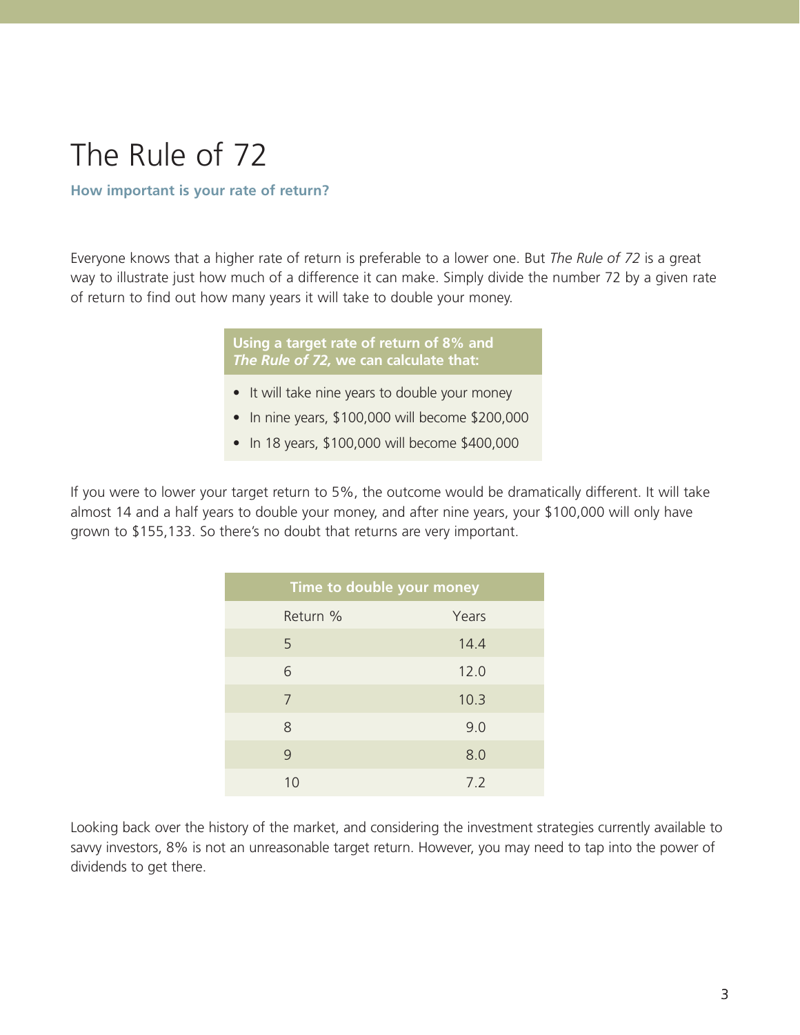# The Rule of 72

**How important is your rate of return?**

Everyone knows that a higher rate of return is preferable to a lower one. But *The Rule of 72* is a great way to illustrate just how much of a difference it can make. Simply divide the number 72 by a given rate of return to find out how many years it will take to double your money.

**Using a target rate of return of 8% and *The Rule of 72,* we can calculate that:**

- It will take nine years to double your money
- In nine years, $100,000 will become $200,000
- In 18 years, $100,000 will become $400,000

If you were to lower your target return to 5%, the outcome would be dramatically different. It will take almost 14 and a half years to double your money, and after nine years, your $100,000 will only have grown to $155,133. So there's no doubt that returns are very important.

| Time to double your money | |
|---|---|
| Return % | Years |
| 5 | 14.4 |
| 6 | 12.0 |
| 7 | 10.3 |
| 8 | 9.0 |
| 9 | 8.0 |
| 10 | 7.2 |

Looking back over the history of the market, and considering the investment strategies currently available to savvy investors, 8% is not an unreasonable target return. However, you may need to tap into the power of dividends to get there.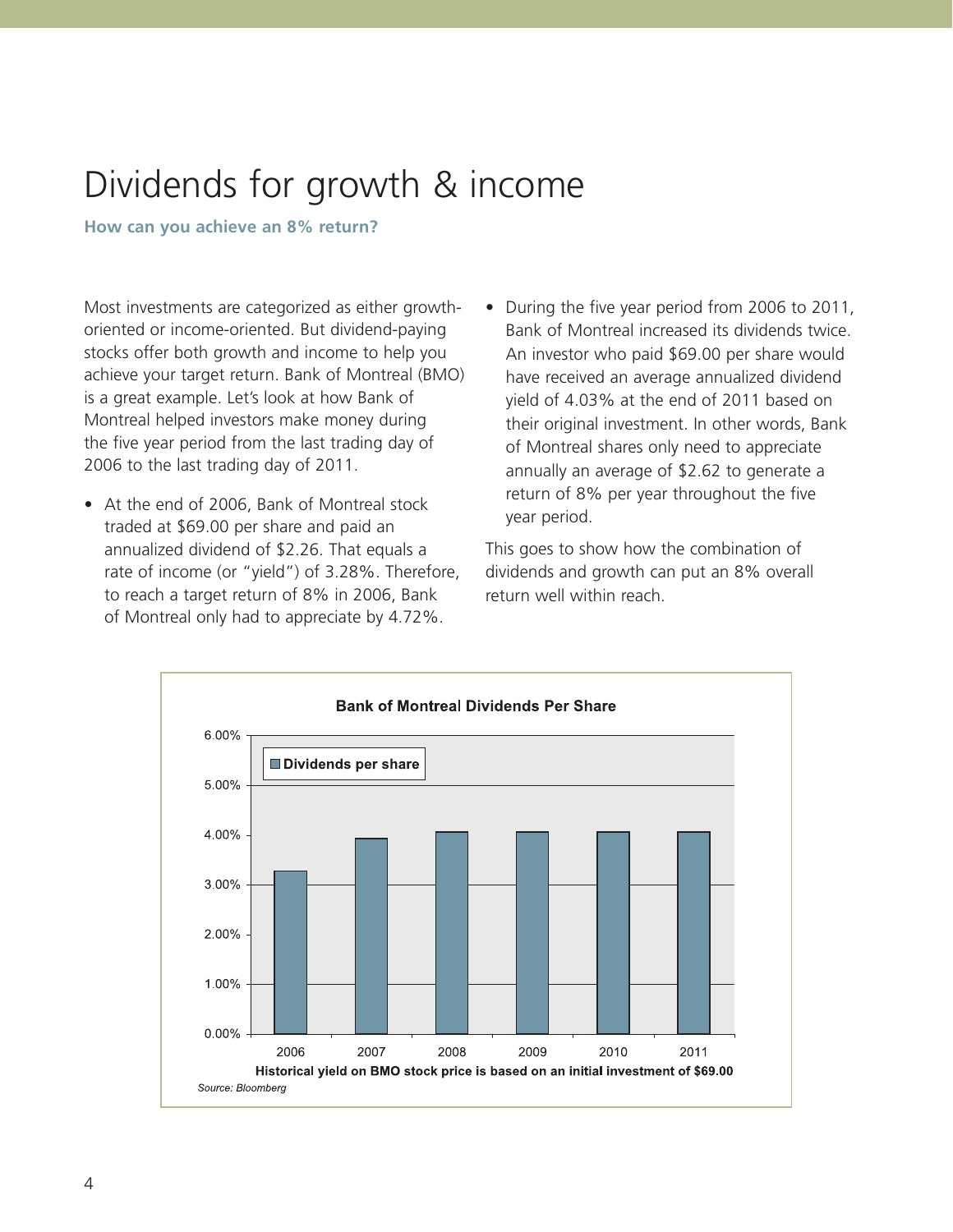# Dividends for growth & income

**How can you achieve an 8% return?**

Most investments are categorized as either growth-oriented or income-oriented. But dividend-paying stocks offer both growth and income to help you achieve your target return. Bank of Montreal (BMO) is a great example. Let's look at how Bank of Montreal helped investors make money during the five year period from the last trading day of 2006 to the last trading day of 2011.

- At the end of 2006, Bank of Montreal stock traded at $69.00 per share and paid an annualized dividend of $2.26. That equals a rate of income (or "yield") of 3.28%. Therefore, to reach a target return of 8% in 2006, Bank of Montreal only had to appreciate by 4.72%.
- During the five year period from 2006 to 2011, Bank of Montreal increased its dividends twice. An investor who paid $69.00 per share would have received an average annualized dividend yield of 4.03% at the end of 2011 based on their original investment. In other words, Bank of Montreal shares only need to appreciate annually an average of $2.62 to generate a return of 8% per year throughout the five year period.

This goes to show how the combination of dividends and growth can put an 8% overall return well within reach.

**Bank of Montreal Dividends Per Share**

**Historical yield on BMO stock price is based on an initial investment of $69.00**

*Source: Bloomberg*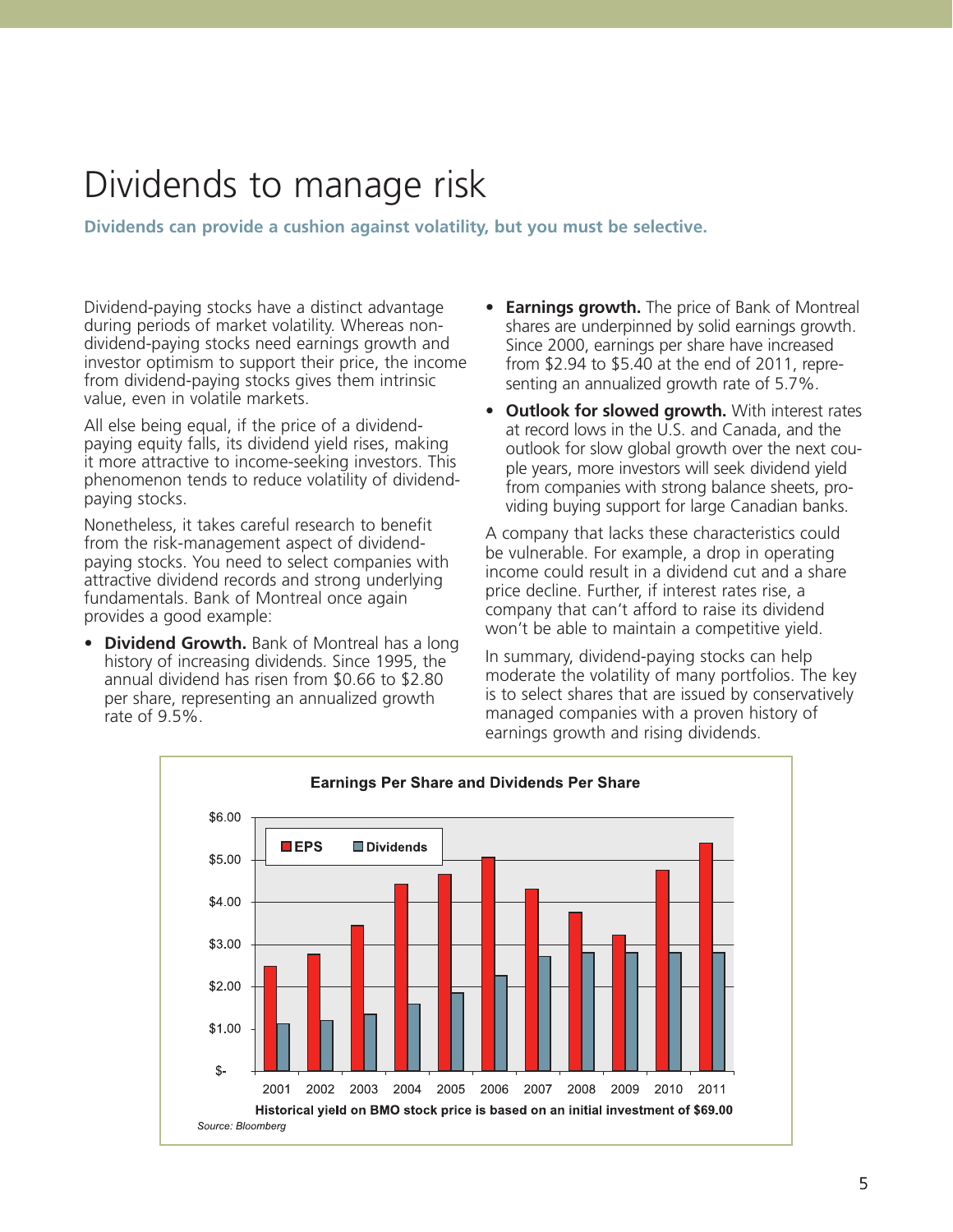# Dividends to manage risk

**Dividends can provide a cushion against volatility, but you must be selective.**

Dividend-paying stocks have a distinct advantage during periods of market volatility. Whereas non-dividend-paying stocks need earnings growth and investor optimism to support their price, the income from dividend-paying stocks gives them intrinsic value, even in volatile markets.

All else being equal, if the price of a dividend-paying equity falls, its dividend yield rises, making it more attractive to income-seeking investors. This phenomenon tends to reduce volatility of dividend-paying stocks.

Nonetheless, it takes careful research to benefit from the risk-management aspect of dividend-paying stocks. You need to select companies with attractive dividend records and strong underlying fundamentals. Bank of Montreal once again provides a good example:

- **Dividend Growth.** Bank of Montreal has a long history of increasing dividends. Since 1995, the annual dividend has risen from $0.66 to $2.80 per share, representing an annualized growth rate of 9.5%.
- **Earnings growth.** The price of Bank of Montreal shares are underpinned by solid earnings growth. Since 2000, earnings per share have increased from $2.94 to $5.40 at the end of 2011, representing an annualized growth rate of 5.7%.
- **Outlook for slowed growth.** With interest rates at record lows in the U.S. and Canada, and the outlook for slow global growth over the next couple years, more investors will seek dividend yield from companies with strong balance sheets, providing buying support for large Canadian banks.

A company that lacks these characteristics could be vulnerable. For example, a drop in operating income could result in a dividend cut and a share price decline. Further, if interest rates rise, a company that can't afford to raise its dividend won't be able to maintain a competitive yield.

In summary, dividend-paying stocks can help moderate the volatility of many portfolios. The key is to select shares that are issued by conservatively managed companies with a proven history of earnings growth and rising dividends.

**Earnings Per Share and Dividends Per Share**

EPS / Dividends

$6.00, $5.00, $4.00, $3.00, $2.00, $1.00, $-

2001 2002 2003 2004 2005 2006 2007 2008 2009 2010 2011

**Historical yield on BMO stock price is based on an initial investment of $69.00**

*Source: Bloomberg*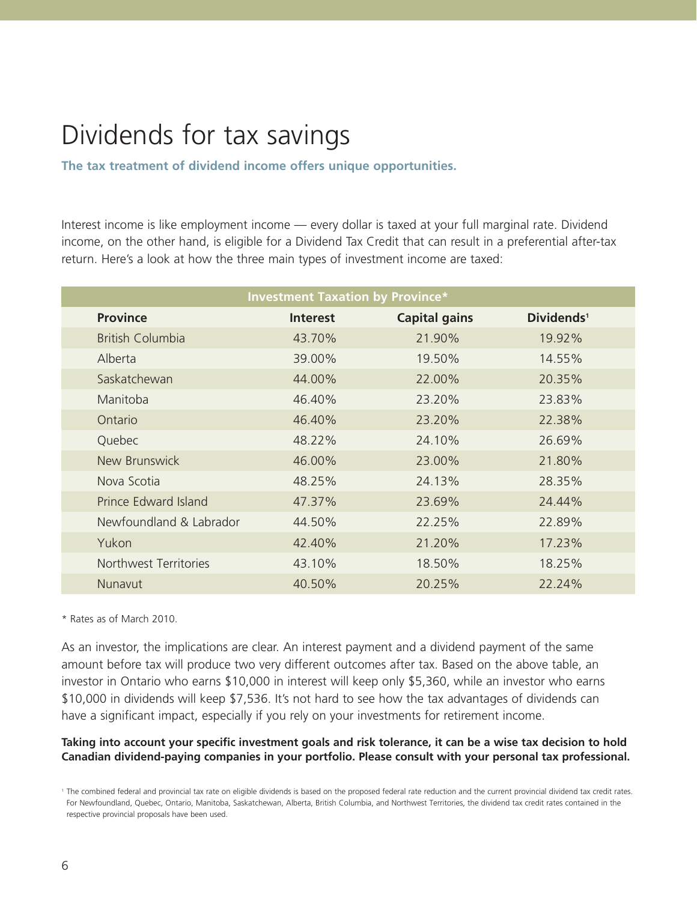# Dividends for tax savings

**The tax treatment of dividend income offers unique opportunities.**

Interest income is like employment income — every dollar is taxed at your full marginal rate. Dividend income, on the other hand, is eligible for a Dividend Tax Credit that can result in a preferential after-tax return. Here's a look at how the three main types of investment income are taxed:

**Investment Taxation by Province***

| Province | Interest | Capital gains | Dividends[1] |
|---|---|---|---|
| British Columbia | 43.70% | 21.90% | 19.92% |
| Alberta | 39.00% | 19.50% | 14.55% |
| Saskatchewan | 44.00% | 22.00% | 20.35% |
| Manitoba | 46.40% | 23.20% | 23.83% |
| Ontario | 46.40% | 23.20% | 22.38% |
| Quebec | 48.22% | 24.10% | 26.69% |
| New Brunswick | 46.00% | 23.00% | 21.80% |
| Nova Scotia | 48.25% | 24.13% | 28.35% |
| Prince Edward Island | 47.37% | 23.69% | 24.44% |
| Newfoundland & Labrador | 44.50% | 22.25% | 22.89% |
| Yukon | 42.40% | 21.20% | 17.23% |
| Northwest Territories | 43.10% | 18.50% | 18.25% |
| Nunavut | 40.50% | 20.25% | 22.24% |

* Rates as of March 2010.

As an investor, the implications are clear. An interest payment and a dividend payment of the same amount before tax will produce two very different outcomes after tax. Based on the above table, an investor in Ontario who earns $10,000 in interest will keep only $5,360, while an investor who earns $10,000 in dividends will keep $7,536. It's not hard to see how the tax advantages of dividends can have a significant impact, especially if you rely on your investments for retirement income.

**Taking into account your specific investment goals and risk tolerance, it can be a wise tax decision to hold Canadian dividend-paying companies in your portfolio. Please consult with your personal tax professional.**

[1] The combined federal and provincial tax rate on eligible dividends is based on the proposed federal rate reduction and the current provincial dividend tax credit rates. For Newfoundland, Quebec, Ontario, Manitoba, Saskatchewan, Alberta, British Columbia, and Northwest Territories, the dividend tax credit rates contained in the respective provincial proposals have been used.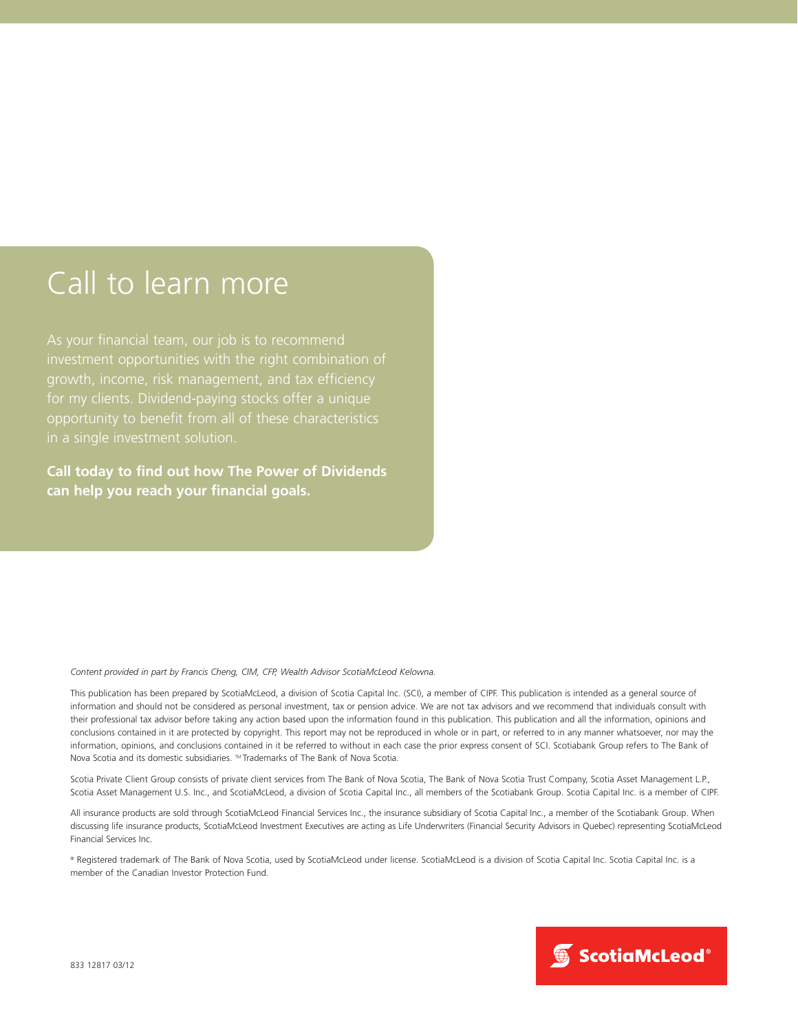# Call to learn more

As your financial team, our job is to recommend investment opportunities with the right combination of growth, income, risk management, and tax efficiency for my clients. Dividend-paying stocks offer a unique opportunity to benefit from all of these characteristics in a single investment solution.

**Call today to find out how The Power of Dividends can help you reach your financial goals.**

*Content provided in part by Francis Cheng, CIM, CFP, Wealth Advisor ScotiaMcLeod Kelowna.*

This publication has been prepared by ScotiaMcLeod, a division of Scotia Capital Inc. (SCI), a member of CIPF. This publication is intended as a general source of information and should not be considered as personal investment, tax or pension advice. We are not tax advisors and we recommend that individuals consult with their professional tax advisor before taking any action based upon the information found in this publication. This publication and all the information, opinions and conclusions contained in it are protected by copyright. This report may not be reproduced in whole or in part, or referred to in any manner whatsoever, nor may the information, opinions, and conclusions contained in it be referred to without in each case the prior express consent of SCI. Scotiabank Group refers to The Bank of Nova Scotia and its domestic subsidiaries. ™ Trademarks of The Bank of Nova Scotia.

Scotia Private Client Group consists of private client services from The Bank of Nova Scotia, The Bank of Nova Scotia Trust Company, Scotia Asset Management L.P., Scotia Asset Management U.S. Inc., and ScotiaMcLeod, a division of Scotia Capital Inc., all members of the Scotiabank Group. Scotia Capital Inc. is a member of CIPF.

All insurance products are sold through ScotiaMcLeod Financial Services Inc., the insurance subsidiary of Scotia Capital Inc., a member of the Scotiabank Group. When discussing life insurance products, ScotiaMcLeod Investment Executives are acting as Life Underwriters (Financial Security Advisors in Quebec) representing ScotiaMcLeod Financial Services Inc.

® Registered trademark of The Bank of Nova Scotia, used by ScotiaMcLeod under license. ScotiaMcLeod is a division of Scotia Capital Inc. Scotia Capital Inc. is a member of the Canadian Investor Protection Fund.

833 12817 03/12

ScotiaMcLeod®